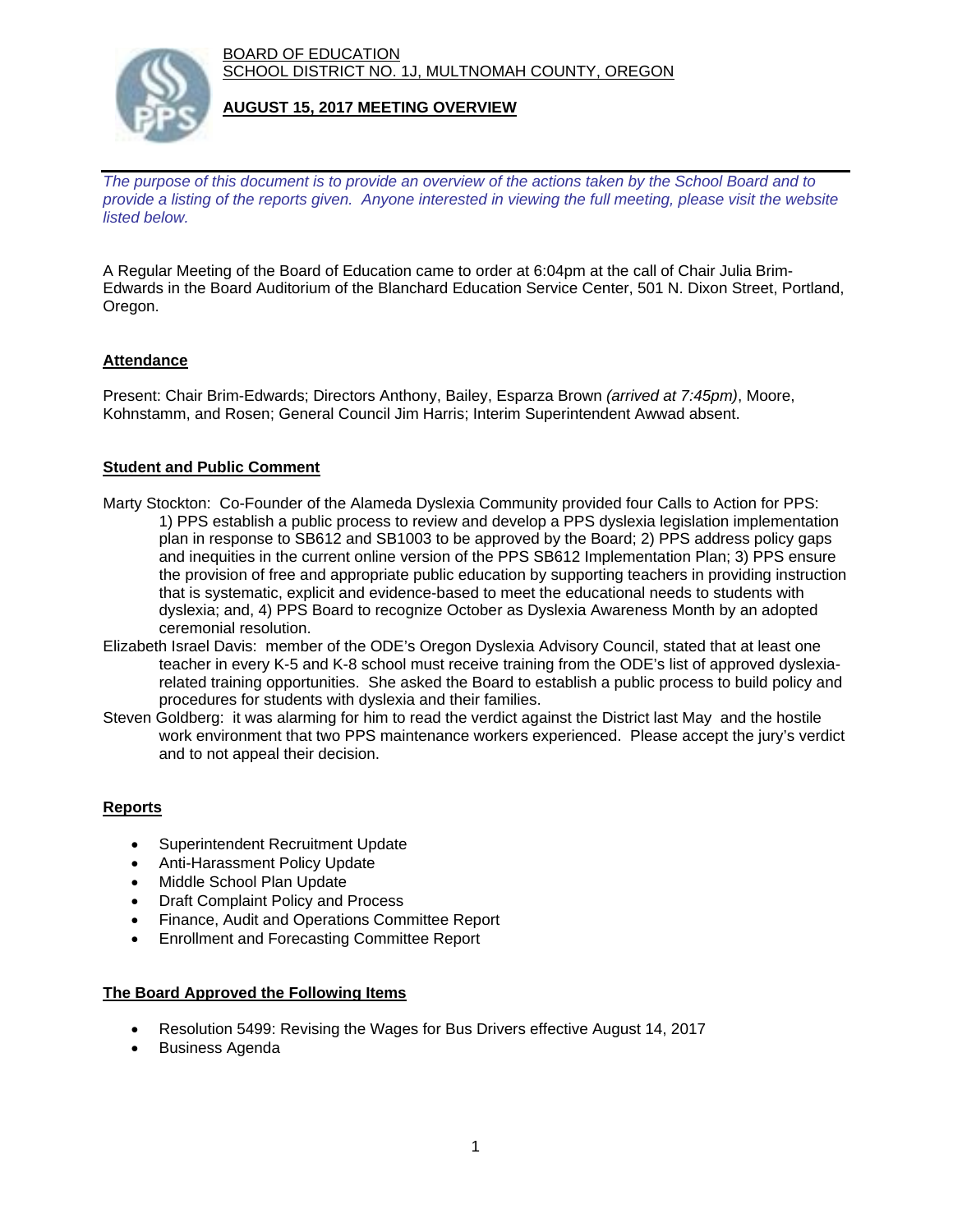BOARD OF EDUCATION
SCHOOL DISTRICT NO. 1J, MULTNOMAH COUNTY, OREGON

## AUGUST 15, 2017 MEETING OVERVIEW

*The purpose of this document is to provide an overview of the actions taken by the School Board and to provide a listing of the reports given. Anyone interested in viewing the full meeting, please visit the website listed below.*

A Regular Meeting of the Board of Education came to order at 6:04pm at the call of Chair Julia Brim-Edwards in the Board Auditorium of the Blanchard Education Service Center, 501 N. Dixon Street, Portland, Oregon.

### Attendance

Present: Chair Brim-Edwards; Directors Anthony, Bailey, Esparza Brown *(arrived at 7:45pm)*, Moore, Kohnstamm, and Rosen; General Council Jim Harris; Interim Superintendent Awwad absent.

### Student and Public Comment

Marty Stockton: Co-Founder of the Alameda Dyslexia Community provided four Calls to Action for PPS: 1) PPS establish a public process to review and develop a PPS dyslexia legislation implementation plan in response to SB612 and SB1003 to be approved by the Board; 2) PPS address policy gaps and inequities in the current online version of the PPS SB612 Implementation Plan; 3) PPS ensure the provision of free and appropriate public education by supporting teachers in providing instruction that is systematic, explicit and evidence-based to meet the educational needs to students with dyslexia; and, 4) PPS Board to recognize October as Dyslexia Awareness Month by an adopted ceremonial resolution.

Elizabeth Israel Davis: member of the ODE's Oregon Dyslexia Advisory Council, stated that at least one teacher in every K-5 and K-8 school must receive training from the ODE's list of approved dyslexia-related training opportunities. She asked the Board to establish a public process to build policy and procedures for students with dyslexia and their families.

Steven Goldberg: it was alarming for him to read the verdict against the District last May and the hostile work environment that two PPS maintenance workers experienced. Please accept the jury's verdict and to not appeal their decision.

### Reports

- Superintendent Recruitment Update
- Anti-Harassment Policy Update
- Middle School Plan Update
- Draft Complaint Policy and Process
- Finance, Audit and Operations Committee Report
- Enrollment and Forecasting Committee Report

### The Board Approved the Following Items

- Resolution 5499: Revising the Wages for Bus Drivers effective August 14, 2017
- Business Agenda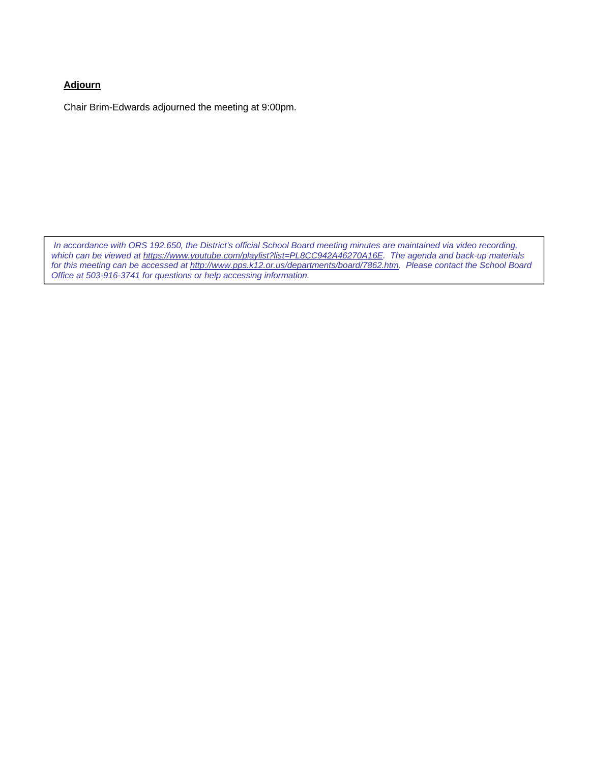**Adjourn**

Chair Brim-Edwards adjourned the meeting at 9:00pm.

*In accordance with ORS 192.650, the District's official School Board meeting minutes are maintained via video recording, which can be viewed at https://www.youtube.com/playlist?list=PL8CC942A46270A16E. The agenda and back-up materials for this meeting can be accessed at http://www.pps.k12.or.us/departments/board/7862.htm. Please contact the School Board Office at 503-916-3741 for questions or help accessing information.*